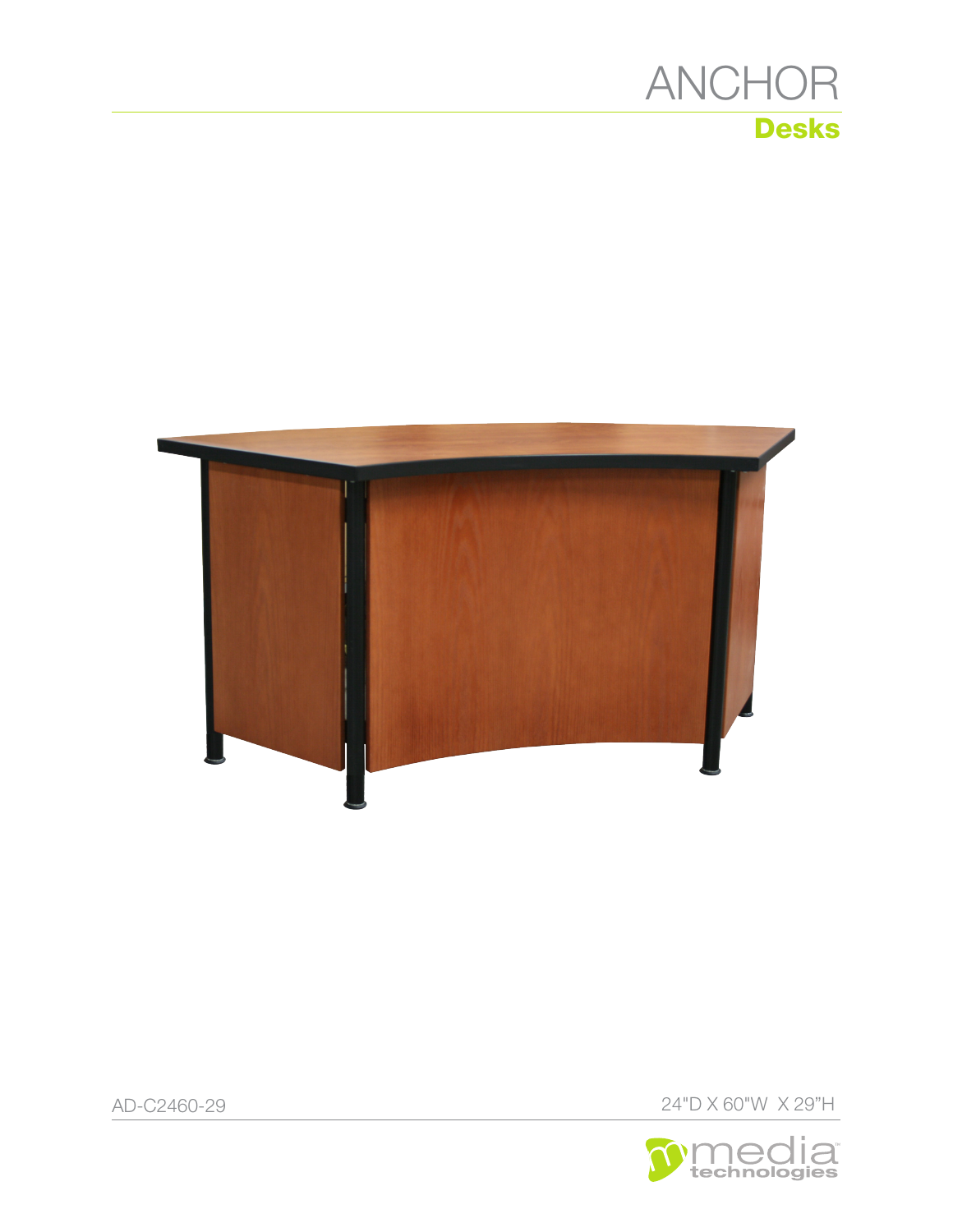# ANCHOR

## Desks

AD-C2460-29

24"D X 60"W X 29"H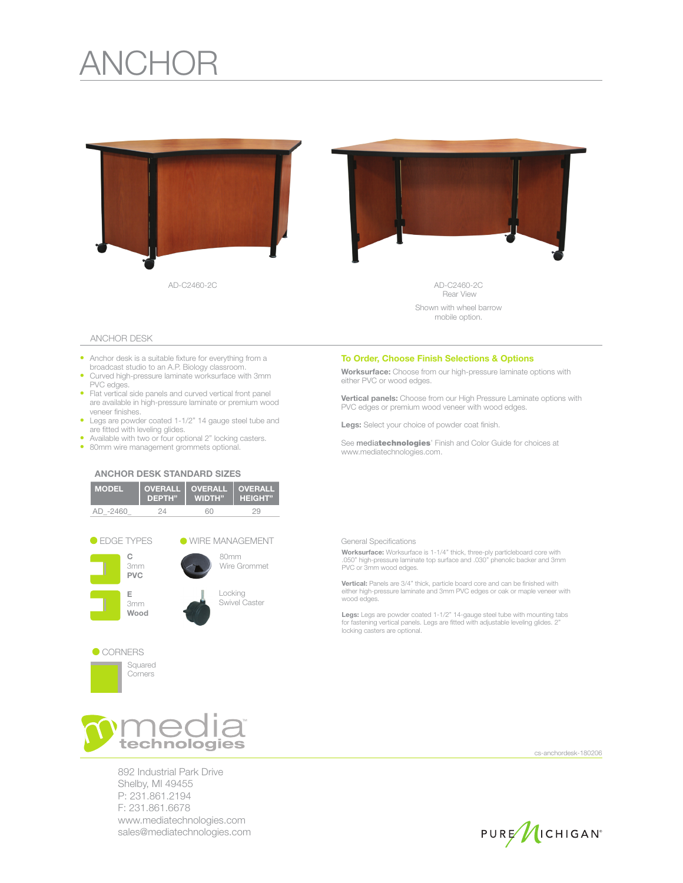# ANCHOR

AD-C2460-2C

AD-C2460-2C
Rear View

Shown with wheel barrow mobile option.

## ANCHOR DESK

- Anchor desk is a suitable fixture for everything from a broadcast studio to an A.P. Biology classroom.
- Curved high-pressure laminate worksurface with 3mm PVC edges.
- Flat vertical side panels and curved vertical front panel are available in high-pressure laminate or premium wood veneer finishes.
- Legs are powder coated 1-1/2" 14 gauge steel tube and are fitted with leveling glides.
- Available with two or four optional 2" locking casters.
- 80mm wire management grommets optional.

### ANCHOR DESK STANDARD SIZES

| MODEL | OVERALL DEPTH" | OVERALL WIDTH" | OVERALL HEIGHT" |
|---|---|---|---|
| AD_-2460_ | 24 | 60 | 29 |

### EDGE TYPES

**C**
3mm
**PVC**

**E**
3mm
**Wood**

### WIRE MANAGEMENT

80mm
Wire Grommet

Locking
Swivel Caster

### CORNERS

Squared
Corners

### To Order, Choose Finish Selections & Options

**Worksurface:** Choose from our high-pressure laminate options with either PVC or wood edges.

**Vertical panels:** Choose from our High Pressure Laminate options with PVC edges or premium wood veneer with wood edges.

**Legs:** Select your choice of powder coat finish.

See media**technologies**' Finish and Color Guide for choices at www.mediatechnologies.com.

### General Specifications

**Worksurface:** Worksurface is 1-1/4" thick, three-ply particleboard core with .050" high-pressure laminate top surface and .030" phenolic backer and 3mm PVC or 3mm wood edges.

**Vertical:** Panels are 3/4" thick, particle board core and can be finished with either high-pressure laminate and 3mm PVC edges or oak or maple veneer with wood edges.

**Legs:** Legs are powder coated 1-1/2" 14-gauge steel tube with mounting tabs for fastening vertical panels. Legs are fitted with adjustable leveling glides. 2" locking casters are optional.

media technologies™

cs-anchordesk-180206

892 Industrial Park Drive
Shelby, MI 49455
P: 231.861.2194
F: 231.861.6678
www.mediatechnologies.com
sales@mediatechnologies.com

PURE MICHIGAN®